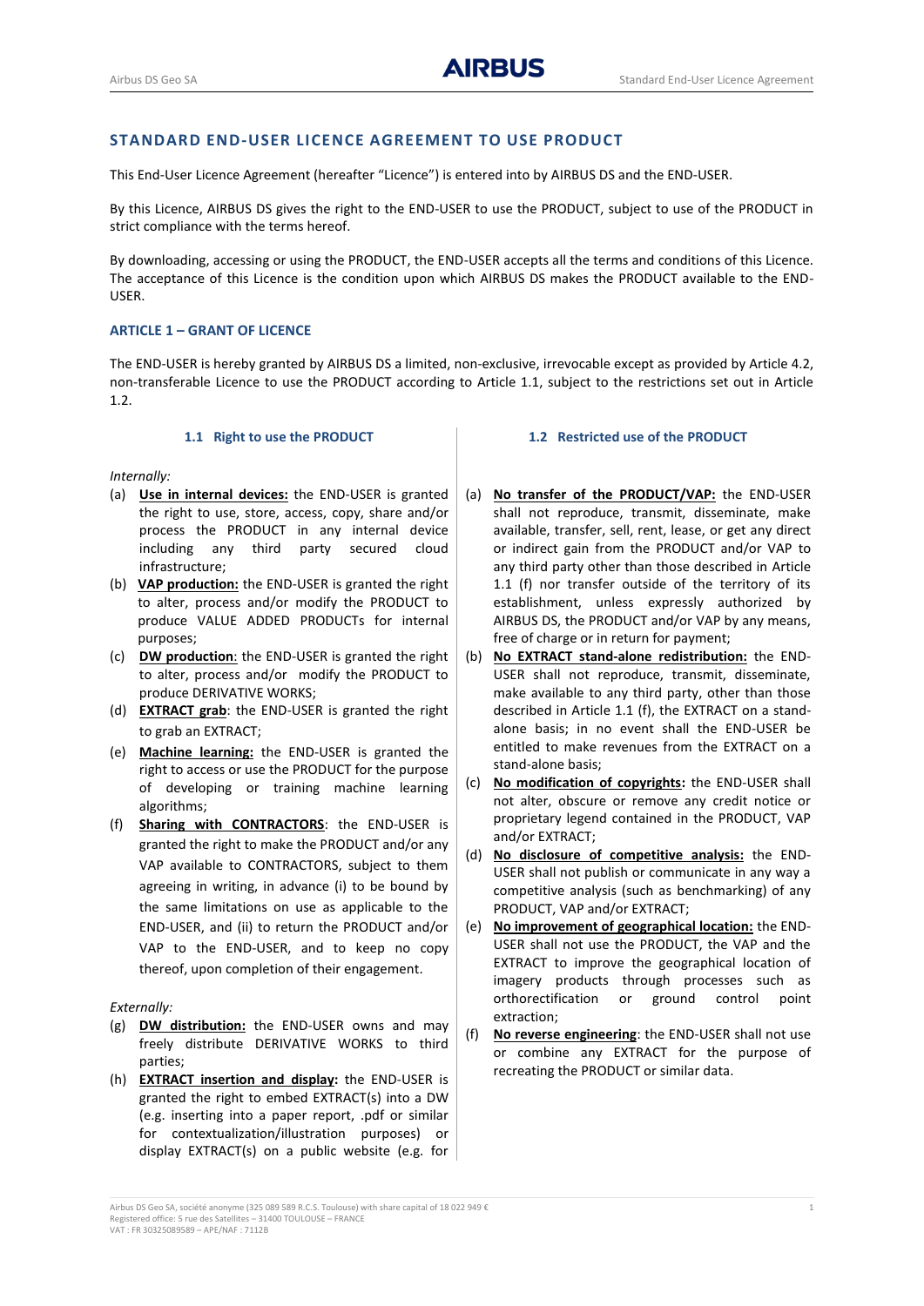## STANDARD END-USER LICENCE AGREEMENT TO USE PRODUCT

This End-User Licence Agreement (hereafter "Licence") is entered into by AIRBUS DS and the END-USER.

By this Licence, AIRBUS DS gives the right to the END-USER to use the PRODUCT, subject to use of the PRODUCT in strict compliance with the terms hereof.

By downloading, accessing or using the PRODUCT, the END-USER accepts all the terms and conditions of this Licence. The acceptance of this Licence is the condition upon which AIRBUS DS makes the PRODUCT available to the END-USER.

### ARTICLE 1 – GRANT OF LICENCE

The END-USER is hereby granted by AIRBUS DS a limited, non-exclusive, irrevocable except as provided by Article 4.2, non-transferable Licence to use the PRODUCT according to Article 1.1, subject to the restrictions set out in Article 1.2.

#### 1.1 Right to use the PRODUCT

*Internally:*

(a) **Use in internal devices:** the END-USER is granted the right to use, store, access, copy, share and/or process the PRODUCT in any internal device including any third party secured cloud infrastructure;

(b) **VAP production:** the END-USER is granted the right to alter, process and/or modify the PRODUCT to produce VALUE ADDED PRODUCTs for internal purposes;

(c) **DW production**: the END-USER is granted the right to alter, process and/or modify the PRODUCT to produce DERIVATIVE WORKS;

(d) **EXTRACT grab**: the END-USER is granted the right to grab an EXTRACT;

(e) **Machine learning:** the END-USER is granted the right to access or use the PRODUCT for the purpose of developing or training machine learning algorithms;

(f) **Sharing with CONTRACTORS**: the END-USER is granted the right to make the PRODUCT and/or any VAP available to CONTRACTORS, subject to them agreeing in writing, in advance (i) to be bound by the same limitations on use as applicable to the END-USER, and (ii) to return the PRODUCT and/or VAP to the END-USER, and to keep no copy thereof, upon completion of their engagement.

*Externally:*

(g) **DW distribution:** the END-USER owns and may freely distribute DERIVATIVE WORKS to third parties;

(h) **EXTRACT insertion and display:** the END-USER is granted the right to embed EXTRACT(s) into a DW (e.g. inserting into a paper report, .pdf or similar for contextualization/illustration purposes) or display EXTRACT(s) on a public website (e.g. for

#### 1.2 Restricted use of the PRODUCT

(a) **No transfer of the PRODUCT/VAP:** the END-USER shall not reproduce, transmit, disseminate, make available, transfer, sell, rent, lease, or get any direct or indirect gain from the PRODUCT and/or VAP to any third party other than those described in Article 1.1 (f) nor transfer outside of the territory of its establishment, unless expressly authorized by AIRBUS DS, the PRODUCT and/or VAP by any means, free of charge or in return for payment;

(b) **No EXTRACT stand-alone redistribution:** the END-USER shall not reproduce, transmit, disseminate, make available to any third party, other than those described in Article 1.1 (f), the EXTRACT on a stand-alone basis; in no event shall the END-USER be entitled to make revenues from the EXTRACT on a stand-alone basis;

(c) **No modification of copyrights:** the END-USER shall not alter, obscure or remove any credit notice or proprietary legend contained in the PRODUCT, VAP and/or EXTRACT;

(d) **No disclosure of competitive analysis:** the END-USER shall not publish or communicate in any way a competitive analysis (such as benchmarking) of any PRODUCT, VAP and/or EXTRACT;

(e) **No improvement of geographical location:** the END-USER shall not use the PRODUCT, the VAP and the EXTRACT to improve the geographical location of imagery products through processes such as orthorectification or ground control point extraction;

(f) **No reverse engineering**: the END-USER shall not use or combine any EXTRACT for the purpose of recreating the PRODUCT or similar data.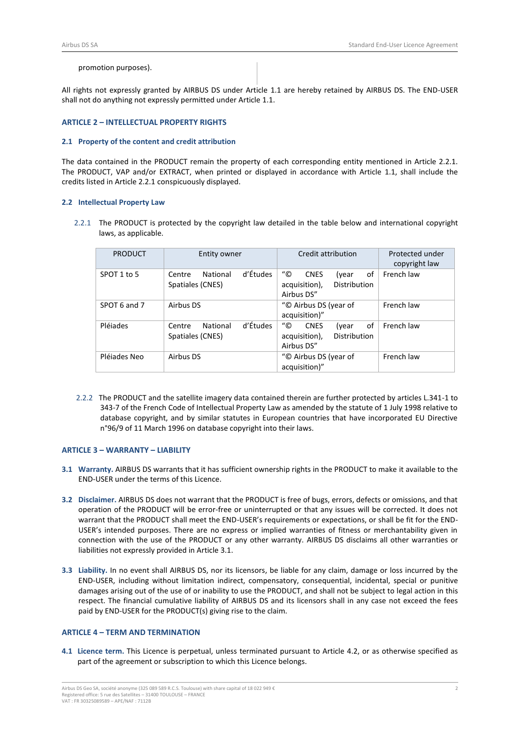promotion purposes).

All rights not expressly granted by AIRBUS DS under Article 1.1 are hereby retained by AIRBUS DS. The END-USER shall not do anything not expressly permitted under Article 1.1.

## ARTICLE 2 – INTELLECTUAL PROPERTY RIGHTS

### 2.1 Property of the content and credit attribution

The data contained in the PRODUCT remain the property of each corresponding entity mentioned in Article 2.2.1. The PRODUCT, VAP and/or EXTRACT, when printed or displayed in accordance with Article 1.1, shall include the credits listed in Article 2.2.1 conspicuously displayed.

### 2.2 Intellectual Property Law

2.2.1 The PRODUCT is protected by the copyright law detailed in the table below and international copyright laws, as applicable.

| PRODUCT | Entity owner | Credit attribution | Protected under copyright law |
|---|---|---|---|
| SPOT 1 to 5 | Centre National d'Études Spatiales (CNES) | "© CNES (year of acquisition), Distribution Airbus DS" | French law |
| SPOT 6 and 7 | Airbus DS | "© Airbus DS (year of acquisition)" | French law |
| Pléiades | Centre National d'Études Spatiales (CNES) | "© CNES (year of acquisition), Distribution Airbus DS" | French law |
| Pléiades Neo | Airbus DS | "© Airbus DS (year of acquisition)" | French law |

2.2.2 The PRODUCT and the satellite imagery data contained therein are further protected by articles L.341-1 to 343-7 of the French Code of Intellectual Property Law as amended by the statute of 1 July 1998 relative to database copyright, and by similar statutes in European countries that have incorporated EU Directive n°96/9 of 11 March 1996 on database copyright into their laws.

## ARTICLE 3 – WARRANTY – LIABILITY

**3.1 Warranty.** AIRBUS DS warrants that it has sufficient ownership rights in the PRODUCT to make it available to the END-USER under the terms of this Licence.

**3.2 Disclaimer.** AIRBUS DS does not warrant that the PRODUCT is free of bugs, errors, defects or omissions, and that operation of the PRODUCT will be error-free or uninterrupted or that any issues will be corrected. It does not warrant that the PRODUCT shall meet the END-USER's requirements or expectations, or shall be fit for the END-USER's intended purposes. There are no express or implied warranties of fitness or merchantability given in connection with the use of the PRODUCT or any other warranty. AIRBUS DS disclaims all other warranties or liabilities not expressly provided in Article 3.1.

**3.3 Liability.** In no event shall AIRBUS DS, nor its licensors, be liable for any claim, damage or loss incurred by the END-USER, including without limitation indirect, compensatory, consequential, incidental, special or punitive damages arising out of the use of or inability to use the PRODUCT, and shall not be subject to legal action in this respect. The financial cumulative liability of AIRBUS DS and its licensors shall in any case not exceed the fees paid by END-USER for the PRODUCT(s) giving rise to the claim.

## ARTICLE 4 – TERM AND TERMINATION

**4.1 Licence term.** This Licence is perpetual, unless terminated pursuant to Article 4.2, or as otherwise specified as part of the agreement or subscription to which this Licence belongs.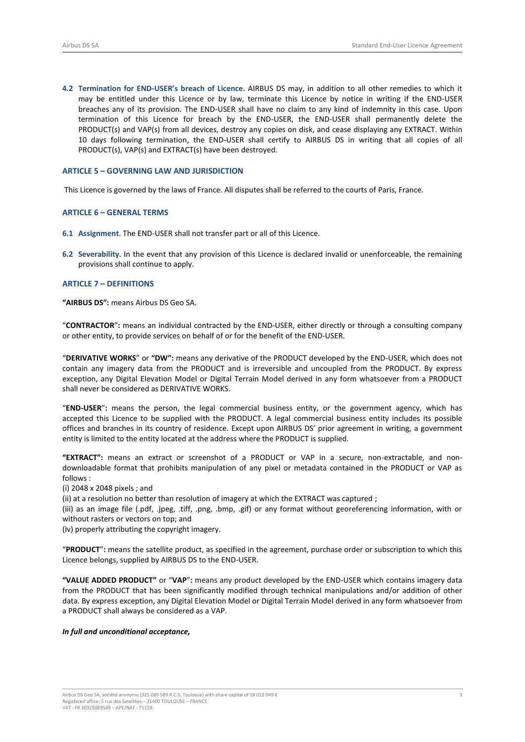**4.2 Termination for END-USER's breach of Licence.** AIRBUS DS may, in addition to all other remedies to which it may be entitled under this Licence or by law, terminate this Licence by notice in writing if the END-USER breaches any of its provision. The END-USER shall have no claim to any kind of indemnity in this case. Upon termination of this Licence for breach by the END-USER, the END-USER shall permanently delete the PRODUCT(s) and VAP(s) from all devices, destroy any copies on disk, and cease displaying any EXTRACT. Within 10 days following termination, the END-USER shall certify to AIRBUS DS in writing that all copies of all PRODUCT(s), VAP(s) and EXTRACT(s) have been destroyed.

### ARTICLE 5 – GOVERNING LAW AND JURISDICTION

This Licence is governed by the laws of France. All disputes shall be referred to the courts of Paris, France.

### ARTICLE 6 – GENERAL TERMS

**6.1 Assignment**. The END-USER shall not transfer part or all of this Licence.

**6.2 Severability**. In the event that any provision of this Licence is declared invalid or unenforceable, the remaining provisions shall continue to apply.

### ARTICLE 7 – DEFINITIONS

**"AIRBUS DS":** means Airbus DS Geo SA.

"**CONTRACTOR**"**:** means an individual contracted by the END-USER, either directly or through a consulting company or other entity, to provide services on behalf of or for the benefit of the END-USER.

"**DERIVATIVE WORKS**" or **"DW":** means any derivative of the PRODUCT developed by the END-USER, which does not contain any imagery data from the PRODUCT and is irreversible and uncoupled from the PRODUCT. By express exception, any Digital Elevation Model or Digital Terrain Model derived in any form whatsoever from a PRODUCT shall never be considered as DERIVATIVE WORKS.

"**END-USER**"**:** means the person, the legal commercial business entity, or the government agency, which has accepted this Licence to be supplied with the PRODUCT. A legal commercial business entity includes its possible offices and branches in its country of residence. Except upon AIRBUS DS' prior agreement in writing, a government entity is limited to the entity located at the address where the PRODUCT is supplied.

**"EXTRACT":** means an extract or screenshot of a PRODUCT or VAP in a secure, non-extractable, and non-downloadable format that prohibits manipulation of any pixel or metadata contained in the PRODUCT or VAP as follows :

(i) 2048 x 2048 pixels ; and

(ii) at a resolution no better than resolution of imagery at which the EXTRACT was captured ;

(iii) as an image file (.pdf, .jpeg, .tiff, .png, .bmp, .gif) or any format without georeferencing information, with or without rasters or vectors on top; and

(iv) properly attributing the copyright imagery.

"**PRODUCT**"**:** means the satellite product, as specified in the agreement, purchase order or subscription to which this Licence belongs, supplied by AIRBUS DS to the END-USER.

**"VALUE ADDED PRODUCT"** or "**VAP**"**:** means any product developed by the END-USER which contains imagery data from the PRODUCT that has been significantly modified through technical manipulations and/or addition of other data. By express exception, any Digital Elevation Model or Digital Terrain Model derived in any form whatsoever from a PRODUCT shall always be considered as a VAP.

***In full and unconditional acceptance,***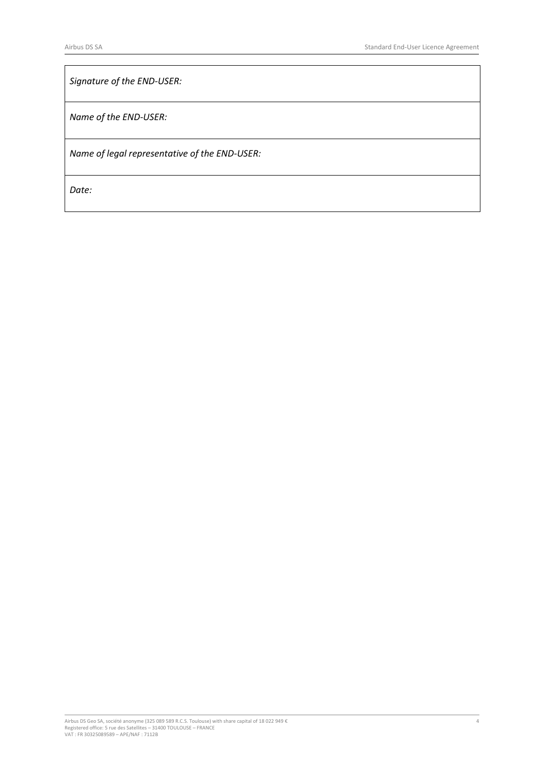| |
|---|
| *Signature of the END-USER:* |
| *Name of the END-USER:* |
| *Name of legal representative of the END-USER:* |
| *Date:* |